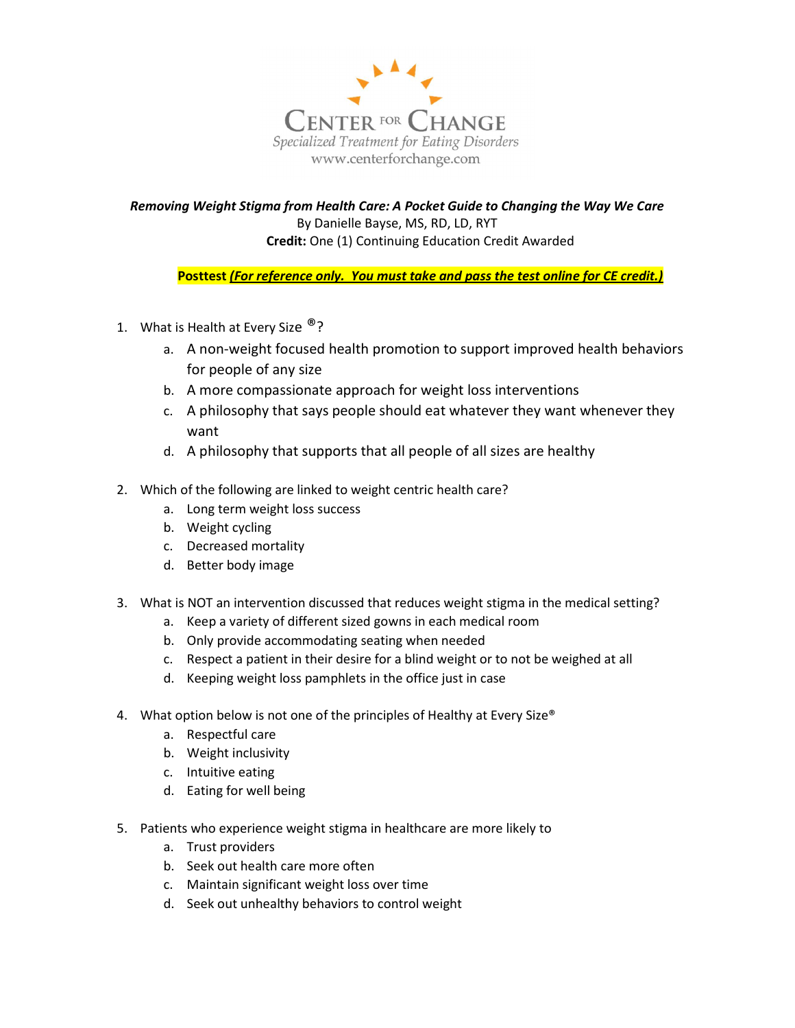Center for Change
Specialized Treatment for Eating Disorders
www.centerforchange.com

***Removing Weight Stigma from Health Care: A Pocket Guide to Changing the Way We Care***
By Danielle Bayse, MS, RD, LD, RYT
**Credit:** One (1) Continuing Education Credit Awarded

**Posttest** ***(For reference only. You must take and pass the test online for CE credit.)***

1. What is Health at Every Size ®?
   a. A non-weight focused health promotion to support improved health behaviors for people of any size
   b. A more compassionate approach for weight loss interventions
   c. A philosophy that says people should eat whatever they want whenever they want
   d. A philosophy that supports that all people of all sizes are healthy

2. Which of the following are linked to weight centric health care?
   a. Long term weight loss success
   b. Weight cycling
   c. Decreased mortality
   d. Better body image

3. What is NOT an intervention discussed that reduces weight stigma in the medical setting?
   a. Keep a variety of different sized gowns in each medical room
   b. Only provide accommodating seating when needed
   c. Respect a patient in their desire for a blind weight or to not be weighed at all
   d. Keeping weight loss pamphlets in the office just in case

4. What option below is not one of the principles of Healthy at Every Size®
   a. Respectful care
   b. Weight inclusivity
   c. Intuitive eating
   d. Eating for well being

5. Patients who experience weight stigma in healthcare are more likely to
   a. Trust providers
   b. Seek out health care more often
   c. Maintain significant weight loss over time
   d. Seek out unhealthy behaviors to control weight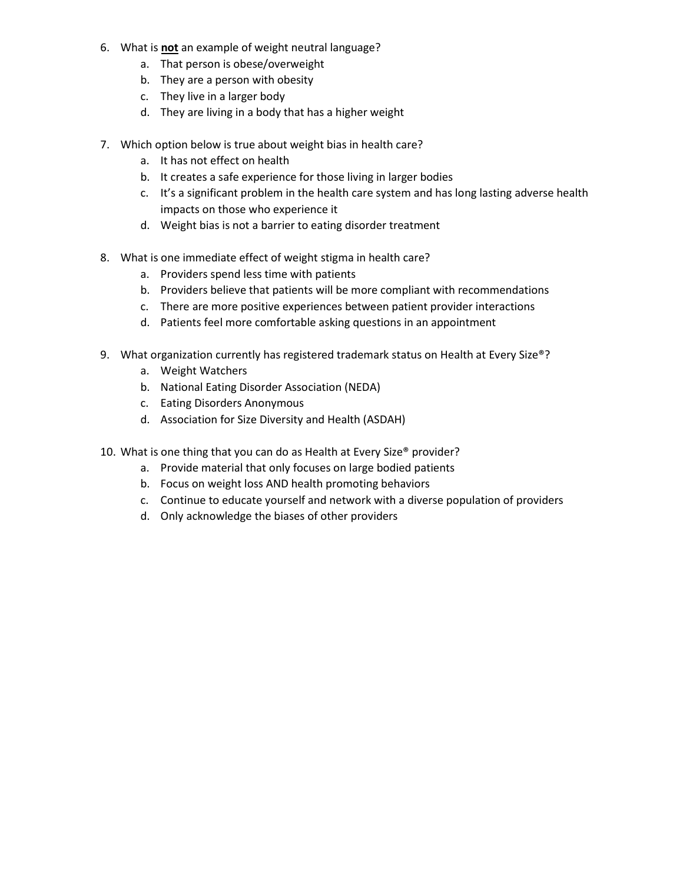6. What is **not** an example of weight neutral language?
   a. That person is obese/overweight
   b. They are a person with obesity
   c. They live in a larger body
   d. They are living in a body that has a higher weight

7. Which option below is true about weight bias in health care?
   a. It has not effect on health
   b. It creates a safe experience for those living in larger bodies
   c. It's a significant problem in the health care system and has long lasting adverse health impacts on those who experience it
   d. Weight bias is not a barrier to eating disorder treatment

8. What is one immediate effect of weight stigma in health care?
   a. Providers spend less time with patients
   b. Providers believe that patients will be more compliant with recommendations
   c. There are more positive experiences between patient provider interactions
   d. Patients feel more comfortable asking questions in an appointment

9. What organization currently has registered trademark status on Health at Every Size®?
   a. Weight Watchers
   b. National Eating Disorder Association (NEDA)
   c. Eating Disorders Anonymous
   d. Association for Size Diversity and Health (ASDAH)

10. What is one thing that you can do as Health at Every Size® provider?
    a. Provide material that only focuses on large bodied patients
    b. Focus on weight loss AND health promoting behaviors
    c. Continue to educate yourself and network with a diverse population of providers
    d. Only acknowledge the biases of other providers